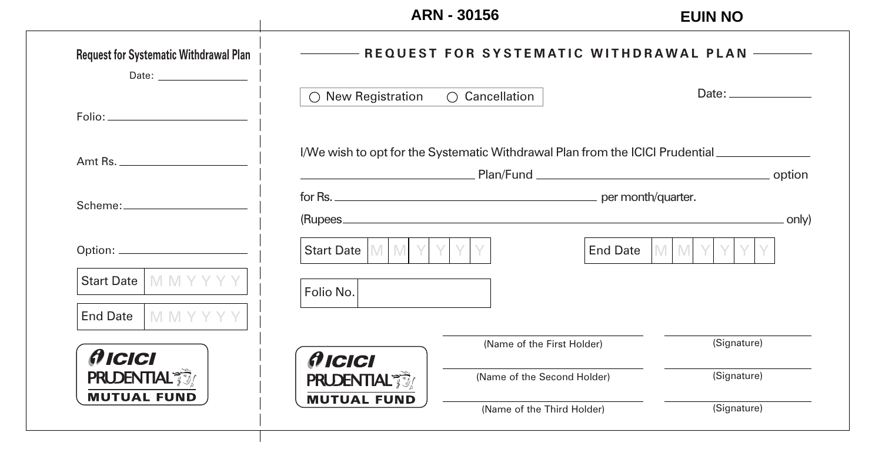ARN - 30156

EUIN NO

**Request for Systematic Withdrawal Plan**

Date: ________________

Folio: ________________

Amt Rs. ________________

Scheme: ________________

Option: ________________

| Start Date | M M Y Y Y Y |
|---|---|

| End Date | M M Y Y Y Y |
|---|---|

ICICI PRUDENTIAL MUTUAL FUND

## REQUEST FOR SYSTEMATIC WITHDRAWAL PLAN

○ New Registration ○ Cancellation

Date: ________________

I/We wish to opt for the Systematic Withdrawal Plan from the ICICI Prudential ________________ ________________ Plan/Fund ________________ option for Rs. ________________ per month/quarter.

(Rupees ________________ only)

| Start Date | M | M | Y | Y | Y | Y |
|---|---|---|---|---|---|---|

| End Date | M | M | Y | Y | Y | Y |
|---|---|---|---|---|---|---|

| Folio No. | |
|---|---|

ICICI PRUDENTIAL MUTUAL FUND

| | |
|---|---|
| (Name of the First Holder) | (Signature) |
| (Name of the Second Holder) | (Signature) |
| (Name of the Third Holder) | (Signature) |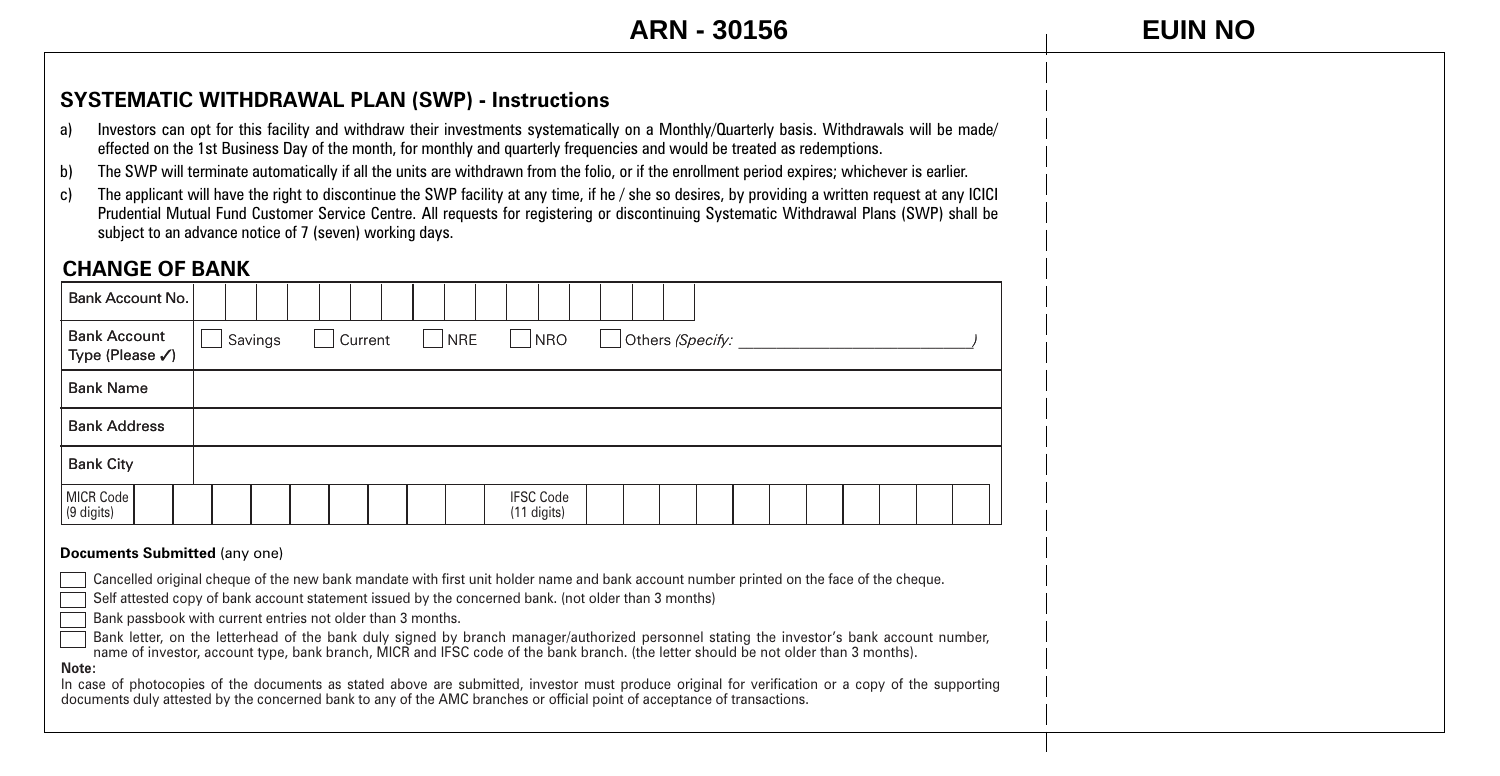**ARN - 30156** **EUIN NO**

## SYSTEMATIC WITHDRAWAL PLAN (SWP) - Instructions

a) Investors can opt for this facility and withdraw their investments systematically on a Monthly/Quarterly basis. Withdrawals will be made/ effected on the 1st Business Day of the month, for monthly and quarterly frequencies and would be treated as redemptions.

b) The SWP will terminate automatically if all the units are withdrawn from the folio, or if the enrollment period expires; whichever is earlier.

c) The applicant will have the right to discontinue the SWP facility at any time, if he / she so desires, by providing a written request at any ICICI Prudential Mutual Fund Customer Service Centre. All requests for registering or discontinuing Systematic Withdrawal Plans (SWP) shall be subject to an advance notice of 7 (seven) working days.

## CHANGE OF BANK

| | | | |
|---|---|---|---|
| Bank Account No. | | | |
| Bank Account Type (Please ✓) | ☐ Savings ☐ Current ☐ NRE ☐ NRO ☐ Others *(Specify: \_\_\_\_\_\_\_\_\_\_\_\_\_)* | | |
| Bank Name | | | |
| Bank Address | | | |
| Bank City | | | |
| MICR Code (9 digits) | | IFSC Code (11 digits) | |

**Documents Submitted** (any one)

☐ Cancelled original cheque of the new bank mandate with first unit holder name and bank account number printed on the face of the cheque.

☐ Self attested copy of bank account statement issued by the concerned bank. (not older than 3 months)

☐ Bank passbook with current entries not older than 3 months.

☐ Bank letter, on the letterhead of the bank duly signed by branch manager/authorized personnel stating the investor's bank account number, name of investor, account type, bank branch, MICR and IFSC code of the bank branch. (the letter should be not older than 3 months).

**Note:**

In case of photocopies of the documents as stated above are submitted, investor must produce original for verification or a copy of the supporting documents duly attested by the concerned bank to any of the AMC branches or official point of acceptance of transactions.